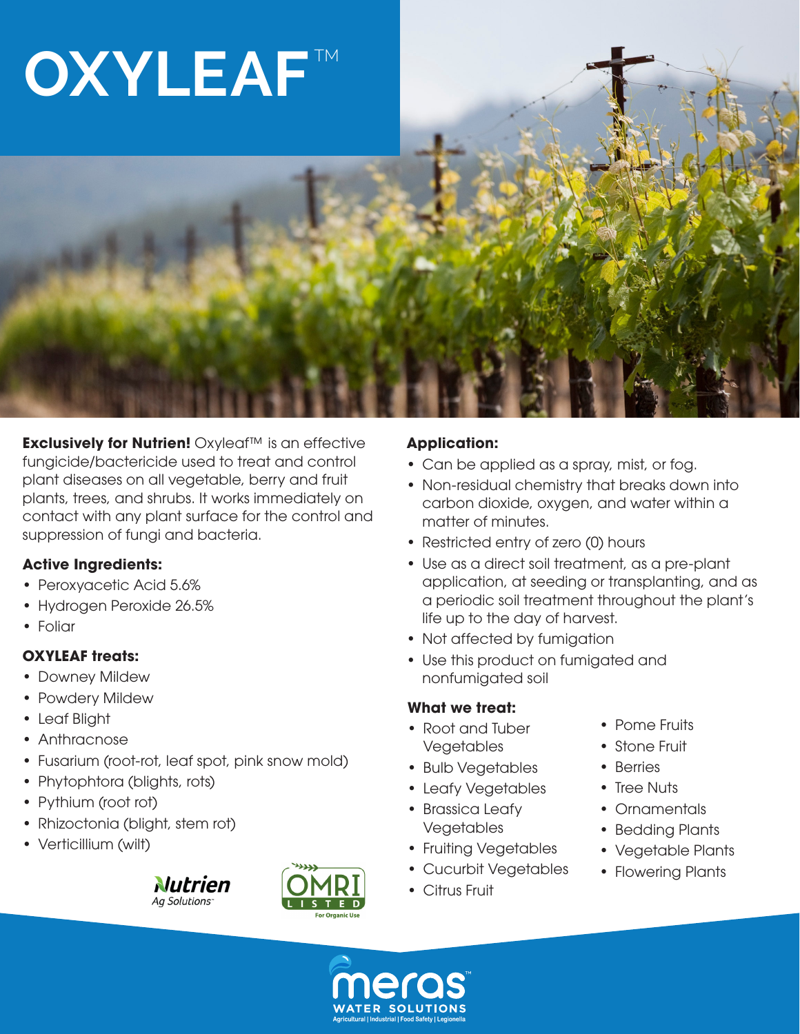# OXYLEAF™

**Exclusively for Nutrien!** Oxyleaf™ is an effective fungicide/bactericide used to treat and control plant diseases on all vegetable, berry and fruit plants, trees, and shrubs. It works immediately on contact with any plant surface for the control and suppression of fungi and bacteria.

### Active Ingredients:

- Peroxyacetic Acid 5.6%
- Hydrogen Peroxide 26.5%
- Foliar

### OXYLEAF treats:

- Downey Mildew
- Powdery Mildew
- Leaf Blight
- Anthracnose
- Fusarium (root-rot, leaf spot, pink snow mold)
- Phytophtora (blights, rots)
- Pythium (root rot)
- Rhizoctonia (blight, stem rot)
- Verticillium (wilt)

Nutrien Ag Solutions

OMRI LISTED For Organic Use

### Application:

- Can be applied as a spray, mist, or fog.
- Non-residual chemistry that breaks down into carbon dioxide, oxygen, and water within a matter of minutes.
- Restricted entry of zero (0) hours
- Use as a direct soil treatment, as a pre-plant application, at seeding or transplanting, and as a periodic soil treatment throughout the plant's life up to the day of harvest.
- Not affected by fumigation
- Use this product on fumigated and nonfumigated soil

### What we treat:

- Root and Tuber Vegetables
- Bulb Vegetables
- Leafy Vegetables
- Brassica Leafy Vegetables
- Fruiting Vegetables
- Cucurbit Vegetables
- Citrus Fruit
- Pome Fruits
- Stone Fruit
- Berries
- Tree Nuts
- Ornamentals
- Bedding Plants
- Vegetable Plants
- Flowering Plants

meras™ WATER SOLUTIONS
Agricultural | Industrial | Food Safety | Legionella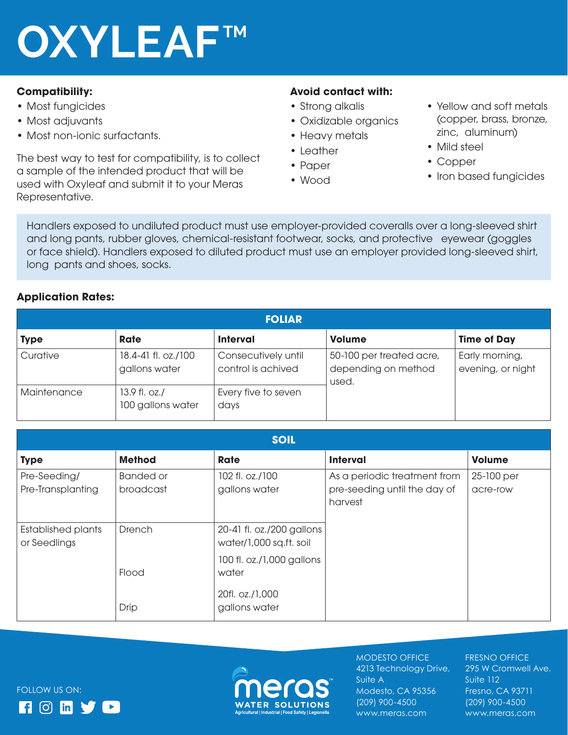# OXYLEAF™

**Compatibility:**

- Most fungicides
- Most adjuvants
- Most non-ionic surfactants.

The best way to test for compatibility, is to collect a sample of the intended product that will be used with Oxyleaf and submit it to your Meras Representative.

**Avoid contact with:**

- Strong alkalis
- Oxidizable organics
- Heavy metals
- Leather
- Paper
- Wood
- Yellow and soft metals (copper, brass, bronze, zinc, aluminum)
- Mild steel
- Copper
- Iron based fungicides

Handlers exposed to undiluted product must use employer-provided coveralls over a long-sleeved shirt and long pants, rubber gloves, chemical-resistant footwear, socks, and protective eyewear (goggles or face shield). Handlers exposed to diluted product must use an employer provided long-sleeved shirt, long pants and shoes, socks.

**Application Rates:**

| FOLIAR | | | | |
|---|---|---|---|---|
| **Type** | **Rate** | **Interval** | **Volume** | **Time of Day** |
| Curative | 18.4-41 fl. oz./100 gallons water | Consecutively until control is achived | 50-100 per treated acre, depending on method used. | Early morning, evening, or night |
| Maintenance | 13.9 fl. oz./ 100 gallons water | Every five to seven days | | |

| SOIL | | | | |
|---|---|---|---|---|
| **Type** | **Method** | **Rate** | **Interval** | **Volume** |
| Pre-Seeding/ Pre-Transplanting | Banded or broadcast | 102 fl. oz./100 gallons water | As a periodic treatment from pre-seeding until the day of harvest | 25-100 per acre-row |
| Established plants or Seedlings | Drench | 20-41 fl. oz./200 gallons water/1,000 sq.ft. soil | | |
| | Flood | 100 fl. oz./1,000 gallons water | | |
| | Drip | 20fl. oz./1,000 gallons water | | |

FOLLOW US ON:

meras™ WATER SOLUTIONS
Agricultural | Industrial | Food Safety | Legionella

MODESTO OFFICE
4213 Technology Drive, Suite A
Modesto, CA 95356
(209) 900-4500
www.meras.com

FRESNO OFFICE
295 W Cromwell Ave. Suite 112
Fresno, CA 93711
(209) 900-4500
www.meras.com